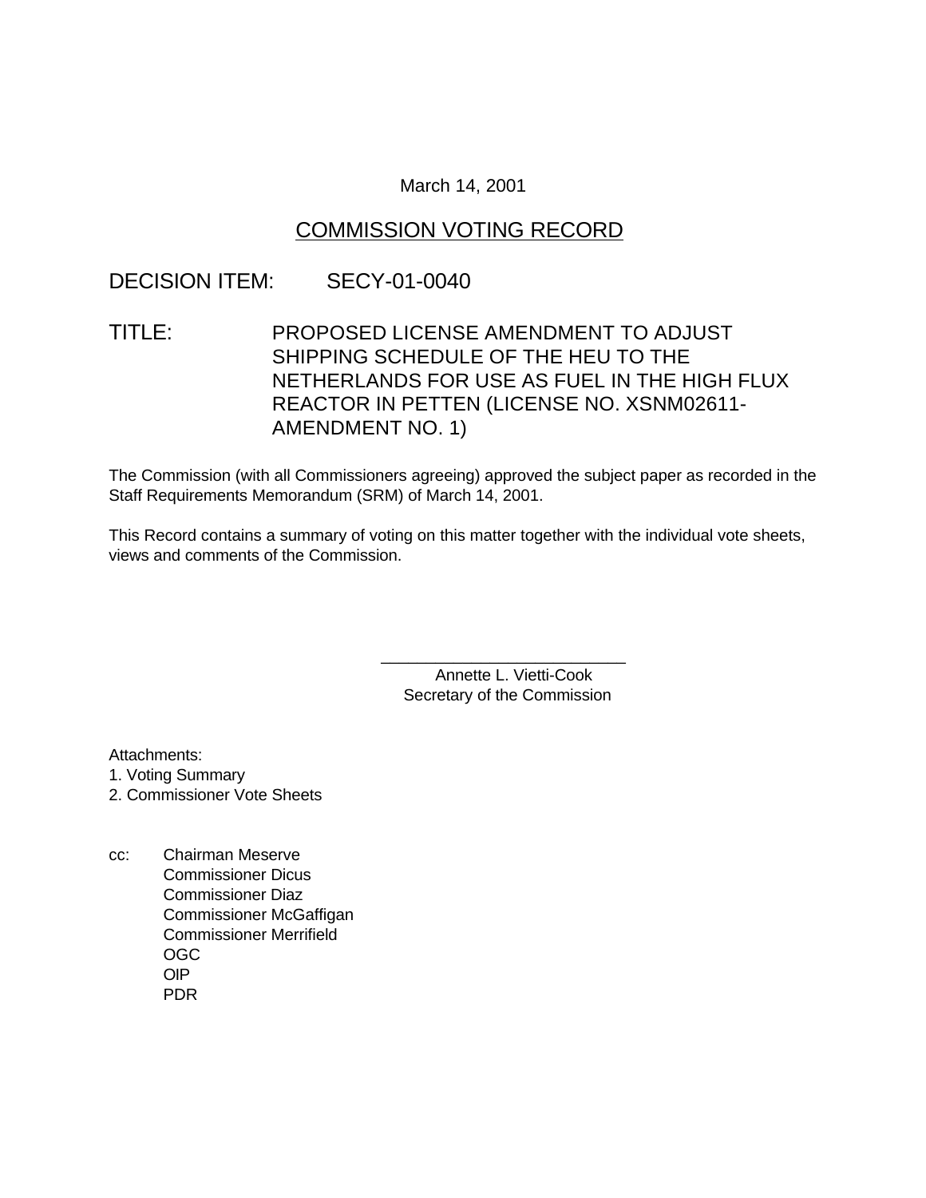March 14, 2001

# COMMISSION VOTING RECORD

## DECISION ITEM: SECY-01-0040

## TITLE: PROPOSED LICENSE AMENDMENT TO ADJUST SHIPPING SCHEDULE OF THE HEU TO THE NETHERLANDS FOR USE AS FUEL IN THE HIGH FLUX REACTOR IN PETTEN (LICENSE NO. XSNM02611-AMENDMENT NO. 1)

The Commission (with all Commissioners agreeing) approved the subject paper as recorded in the Staff Requirements Memorandum (SRM) of March 14, 2001.

This Record contains a summary of voting on this matter together with the individual vote sheets, views and comments of the Commission.

\_\_\_\_\_\_\_\_\_\_\_\_\_\_\_\_\_\_\_\_\_\_\_\_\_\_\_

Annette L. Vietti-Cook
Secretary of the Commission

Attachments:
1. Voting Summary
2. Commissioner Vote Sheets

cc: Chairman Meserve
Commissioner Dicus
Commissioner Diaz
Commissioner McGaffigan
Commissioner Merrifield
OGC
OIP
PDR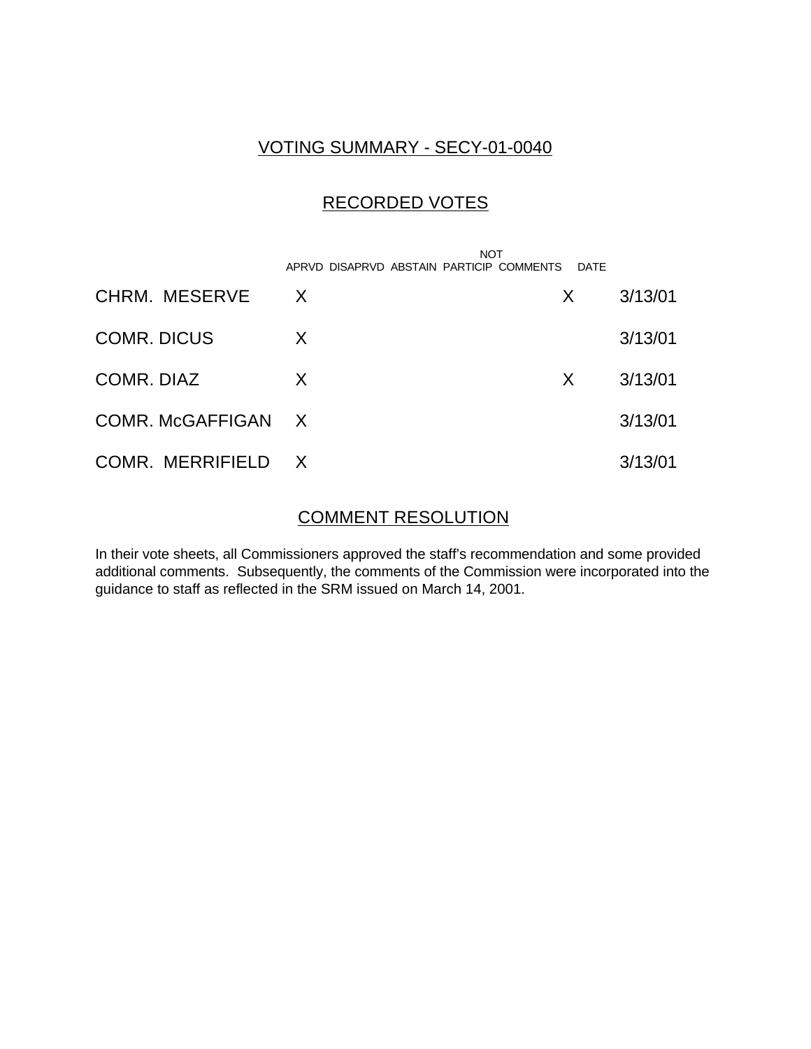## VOTING SUMMARY - SECY-01-0040

## RECORDED VOTES

| | APRVD | DISAPRVD | ABSTAIN | NOT PARTICIP | COMMENTS | DATE |
|---|---|---|---|---|---|---|
| CHRM. MESERVE | X | | | | X | 3/13/01 |
| COMR. DICUS | X | | | | | 3/13/01 |
| COMR. DIAZ | X | | | | X | 3/13/01 |
| COMR. McGAFFIGAN | X | | | | | 3/13/01 |
| COMR. MERRIFIELD | X | | | | | 3/13/01 |

## COMMENT RESOLUTION

In their vote sheets, all Commissioners approved the staff's recommendation and some provided additional comments. Subsequently, the comments of the Commission were incorporated into the guidance to staff as reflected in the SRM issued on March 14, 2001.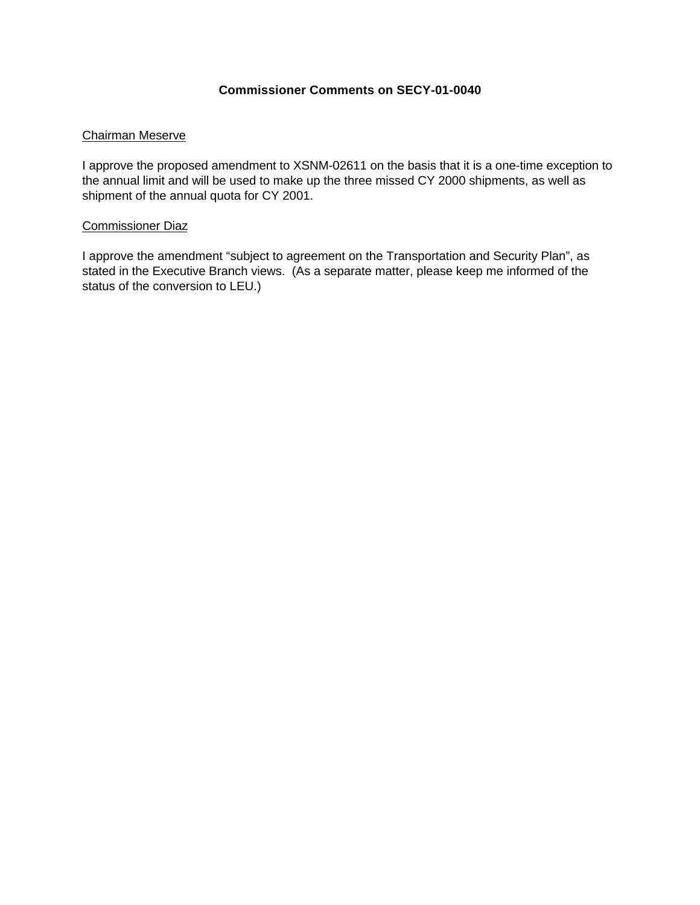**Commissioner Comments on SECY-01-0040**

Chairman Meserve

I approve the proposed amendment to XSNM-02611 on the basis that it is a one-time exception to the annual limit and will be used to make up the three missed CY 2000 shipments, as well as shipment of the annual quota for CY 2001.

Commissioner Diaz

I approve the amendment “subject to agreement on the Transportation and Security Plan”, as stated in the Executive Branch views. (As a separate matter, please keep me informed of the status of the conversion to LEU.)